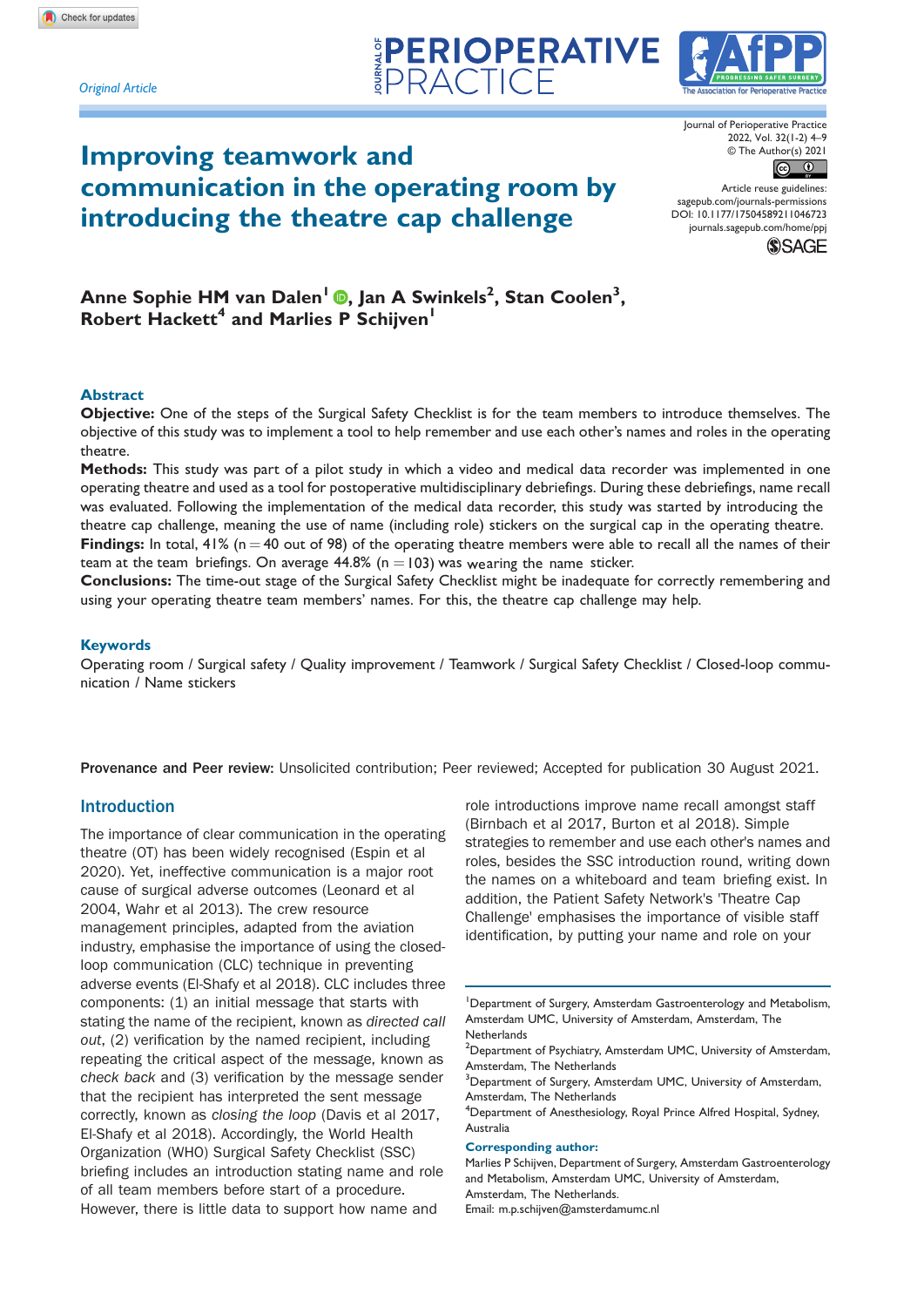*Original Article*

# Improving teamwork and communication in the operating room by introducing the theatre cap challenge

**Anne Sophie HM van Dalen[1], Jan A Swinkels[2], Stan Coolen[3], Robert Hackett[4] and Marlies P Schijven[1]**

### Abstract

**Objective:** One of the steps of the Surgical Safety Checklist is for the team members to introduce themselves. The objective of this study was to implement a tool to help remember and use each other's names and roles in the operating theatre.

**Methods:** This study was part of a pilot study in which a video and medical data recorder was implemented in one operating theatre and used as a tool for postoperative multidisciplinary debriefings. During these debriefings, name recall was evaluated. Following the implementation of the medical data recorder, this study was started by introducing the theatre cap challenge, meaning the use of name (including role) stickers on the surgical cap in the operating theatre.

**Findings:** In total, 41% (n = 40 out of 98) of the operating theatre members were able to recall all the names of their team at the team briefings. On average 44.8% (n = 103) was wearing the name sticker.

**Conclusions:** The time-out stage of the Surgical Safety Checklist might be inadequate for correctly remembering and using your operating theatre team members' names. For this, the theatre cap challenge may help.

### Keywords

Operating room / Surgical safety / Quality improvement / Teamwork / Surgical Safety Checklist / Closed-loop communication / Name stickers

**Provenance and Peer review:** Unsolicited contribution; Peer reviewed; Accepted for publication 30 August 2021.

## Introduction

The importance of clear communication in the operating theatre (OT) has been widely recognised (Espin et al 2020). Yet, ineffective communication is a major root cause of surgical adverse outcomes (Leonard et al 2004, Wahr et al 2013). The crew resource management principles, adapted from the aviation industry, emphasise the importance of using the closed-loop communication (CLC) technique in preventing adverse events (El-Shafy et al 2018). CLC includes three components: (1) an initial message that starts with stating the name of the recipient, known as *directed call out*, (2) verification by the named recipient, including repeating the critical aspect of the message, known as *check back* and (3) verification by the message sender that the recipient has interpreted the sent message correctly, known as *closing the loop* (Davis et al 2017, El-Shafy et al 2018). Accordingly, the World Health Organization (WHO) Surgical Safety Checklist (SSC) briefing includes an introduction stating name and role of all team members before start of a procedure. However, there is little data to support how name and role introductions improve name recall amongst staff (Birnbach et al 2017, Burton et al 2018). Simple strategies to remember and use each other's names and roles, besides the SSC introduction round, writing down the names on a whiteboard and team briefing exist. In addition, the Patient Safety Network's 'Theatre Cap Challenge' emphasises the importance of visible staff identification, by putting your name and role on your

[1]Department of Surgery, Amsterdam Gastroenterology and Metabolism, Amsterdam UMC, University of Amsterdam, Amsterdam, The Netherlands
[2]Department of Psychiatry, Amsterdam UMC, University of Amsterdam, Amsterdam, The Netherlands
[3]Department of Surgery, Amsterdam UMC, University of Amsterdam, Amsterdam, The Netherlands
[4]Department of Anesthesiology, Royal Prince Alfred Hospital, Sydney, Australia

**Corresponding author:**
Marlies P Schijven, Department of Surgery, Amsterdam Gastroenterology and Metabolism, Amsterdam UMC, University of Amsterdam, Amsterdam, The Netherlands.
Email: m.p.schijven@amsterdamumc.nl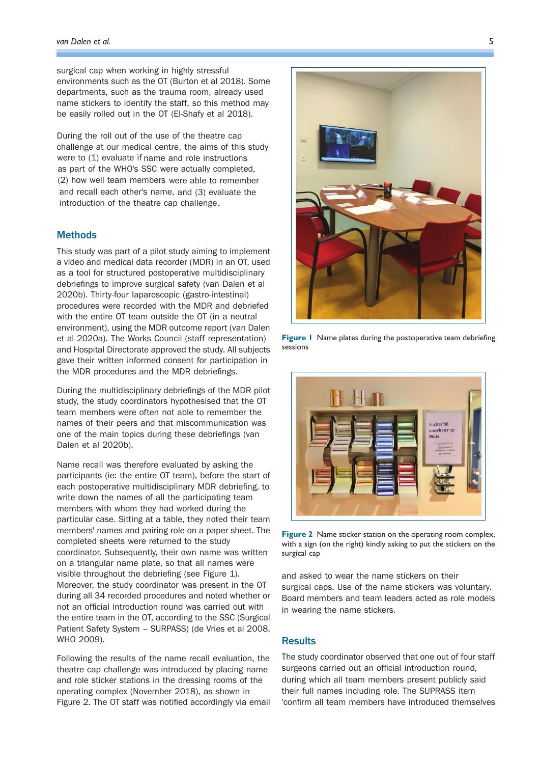surgical cap when working in highly stressful environments such as the OT (Burton et al 2018). Some departments, such as the trauma room, already used name stickers to identify the staff, so this method may be easily rolled out in the OT (El-Shafy et al 2018).

During the roll out of the use of the theatre cap challenge at our medical centre, the aims of this study were to (1) evaluate if name and role instructions as part of the WHO's SSC were actually completed, (2) how well team members were able to remember and recall each other's name, and (3) evaluate the introduction of the theatre cap challenge.

## Methods

This study was part of a pilot study aiming to implement a video and medical data recorder (MDR) in an OT, used as a tool for structured postoperative multidisciplinary debriefings to improve surgical safety (van Dalen et al 2020b). Thirty-four laparoscopic (gastro-intestinal) procedures were recorded with the MDR and debriefed with the entire OT team outside the OT (in a neutral environment), using the MDR outcome report (van Dalen et al 2020a). The Works Council (staff representation) and Hospital Directorate approved the study. All subjects gave their written informed consent for participation in the MDR procedures and the MDR debriefings.

During the multidisciplinary debriefings of the MDR pilot study, the study coordinators hypothesised that the OT team members were often not able to remember the names of their peers and that miscommunication was one of the main topics during these debriefings (van Dalen et al 2020b).

Name recall was therefore evaluated by asking the participants (ie: the entire OT team), before the start of each postoperative multidisciplinary MDR debriefing, to write down the names of all the participating team members with whom they had worked during the particular case. Sitting at a table, they noted their team members' names and pairing role on a paper sheet. The completed sheets were returned to the study coordinator. Subsequently, their own name was written on a triangular name plate, so that all names were visible throughout the debriefing (see Figure 1). Moreover, the study coordinator was present in the OT during all 34 recorded procedures and noted whether or not an official introduction round was carried out with the entire team in the OT, according to the SSC (Surgical Patient Safety System – SURPASS) (de Vries et al 2008, WHO 2009).

Following the results of the name recall evaluation, the theatre cap challenge was introduced by placing name and role sticker stations in the dressing rooms of the operating complex (November 2018), as shown in Figure 2. The OT staff was notified accordingly via email and asked to wear the name stickers on their surgical caps. Use of the name stickers was voluntary. Board members and team leaders acted as role models in wearing the name stickers.

**Figure 1** Name plates during the postoperative team debriefing sessions

**Figure 2** Name sticker station on the operating room complex, with a sign (on the right) kindly asking to put the stickers on the surgical cap

## Results

The study coordinator observed that one out of four staff surgeons carried out an official introduction round, during which all team members present publicly said their full names including role. The SUPRASS item 'confirm all team members have introduced themselves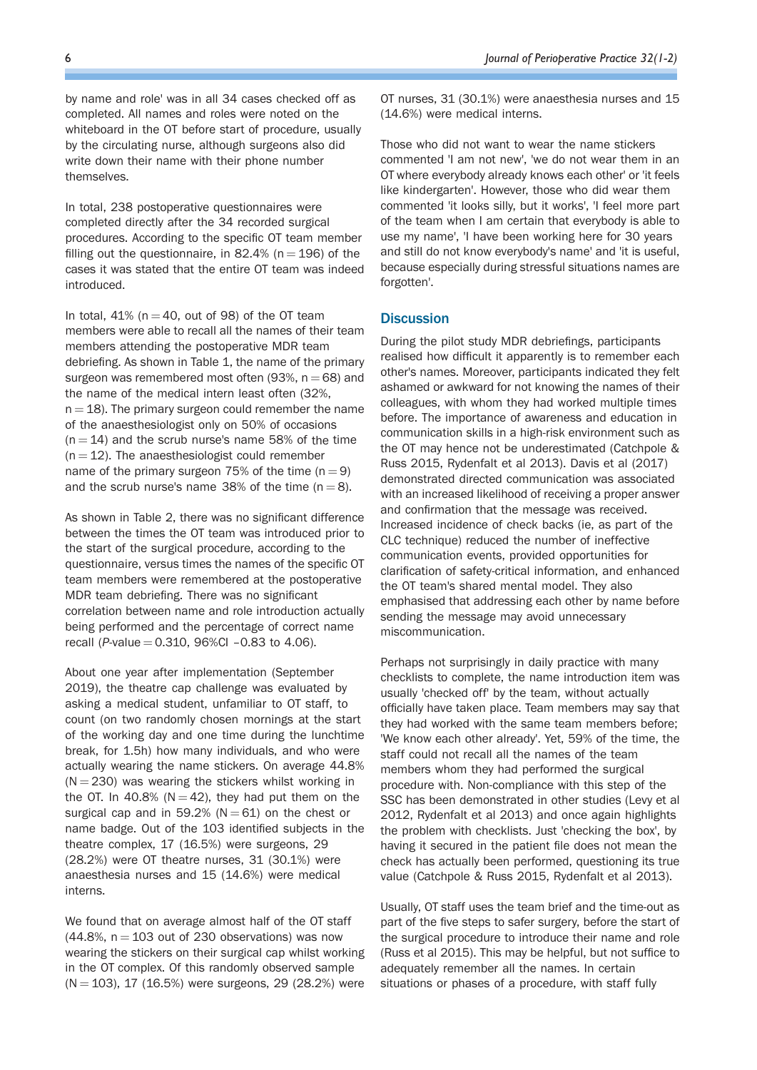by name and role' was in all 34 cases checked off as completed. All names and roles were noted on the whiteboard in the OT before start of procedure, usually by the circulating nurse, although surgeons also did write down their name with their phone number themselves.

In total, 238 postoperative questionnaires were completed directly after the 34 recorded surgical procedures. According to the specific OT team member filling out the questionnaire, in 82.4% (n = 196) of the cases it was stated that the entire OT team was indeed introduced.

In total, 41% (n = 40, out of 98) of the OT team members were able to recall all the names of their team members attending the postoperative MDR team debriefing. As shown in Table 1, the name of the primary surgeon was remembered most often (93%, n = 68) and the name of the medical intern least often (32%, n = 18). The primary surgeon could remember the name of the anaesthesiologist only on 50% of occasions (n = 14) and the scrub nurse's name 58% of the time (n = 12). The anaesthesiologist could remember name of the primary surgeon 75% of the time (n = 9) and the scrub nurse's name 38% of the time (n = 8).

As shown in Table 2, there was no significant difference between the times the OT team was introduced prior to the start of the surgical procedure, according to the questionnaire, versus times the names of the specific OT team members were remembered at the postoperative MDR team debriefing. There was no significant correlation between name and role introduction actually being performed and the percentage of correct name recall (*P*-value = 0.310, 96%CI –0.83 to 4.06).

About one year after implementation (September 2019), the theatre cap challenge was evaluated by asking a medical student, unfamiliar to OT staff, to count (on two randomly chosen mornings at the start of the working day and one time during the lunchtime break, for 1.5h) how many individuals, and who were actually wearing the name stickers. On average 44.8% (N = 230) was wearing the stickers whilst working in the OT. In 40.8% (N = 42), they had put them on the surgical cap and in 59.2% (N = 61) on the chest or name badge. Out of the 103 identified subjects in the theatre complex, 17 (16.5%) were surgeons, 29 (28.2%) were OT theatre nurses, 31 (30.1%) were anaesthesia nurses and 15 (14.6%) were medical interns.

We found that on average almost half of the OT staff (44.8%, n = 103 out of 230 observations) was now wearing the stickers on their surgical cap whilst working in the OT complex. Of this randomly observed sample (N = 103), 17 (16.5%) were surgeons, 29 (28.2%) were OT nurses, 31 (30.1%) were anaesthesia nurses and 15 (14.6%) were medical interns.

Those who did not want to wear the name stickers commented 'I am not new', 'we do not wear them in an OT where everybody already knows each other' or 'it feels like kindergarten'. However, those who did wear them commented 'it looks silly, but it works', 'I feel more part of the team when I am certain that everybody is able to use my name', 'I have been working here for 30 years and still do not know everybody's name' and 'it is useful, because especially during stressful situations names are forgotten'.

## Discussion

During the pilot study MDR debriefings, participants realised how difficult it apparently is to remember each other's names. Moreover, participants indicated they felt ashamed or awkward for not knowing the names of their colleagues, with whom they had worked multiple times before. The importance of awareness and education in communication skills in a high-risk environment such as the OT may hence not be underestimated (Catchpole & Russ 2015, Rydenfalt et al 2013). Davis et al (2017) demonstrated directed communication was associated with an increased likelihood of receiving a proper answer and confirmation that the message was received. Increased incidence of check backs (ie, as part of the CLC technique) reduced the number of ineffective communication events, provided opportunities for clarification of safety-critical information, and enhanced the OT team's shared mental model. They also emphasised that addressing each other by name before sending the message may avoid unnecessary miscommunication.

Perhaps not surprisingly in daily practice with many checklists to complete, the name introduction item was usually 'checked off' by the team, without actually officially have taken place. Team members may say that they had worked with the same team members before; 'We know each other already'. Yet, 59% of the time, the staff could not recall all the names of the team members whom they had performed the surgical procedure with. Non-compliance with this step of the SSC has been demonstrated in other studies (Levy et al 2012, Rydenfalt et al 2013) and once again highlights the problem with checklists. Just 'checking the box', by having it secured in the patient file does not mean the check has actually been performed, questioning its true value (Catchpole & Russ 2015, Rydenfalt et al 2013).

Usually, OT staff uses the team brief and the time-out as part of the five steps to safer surgery, before the start of the surgical procedure to introduce their name and role (Russ et al 2015). This may be helpful, but not suffice to adequately remember all the names. In certain situations or phases of a procedure, with staff fully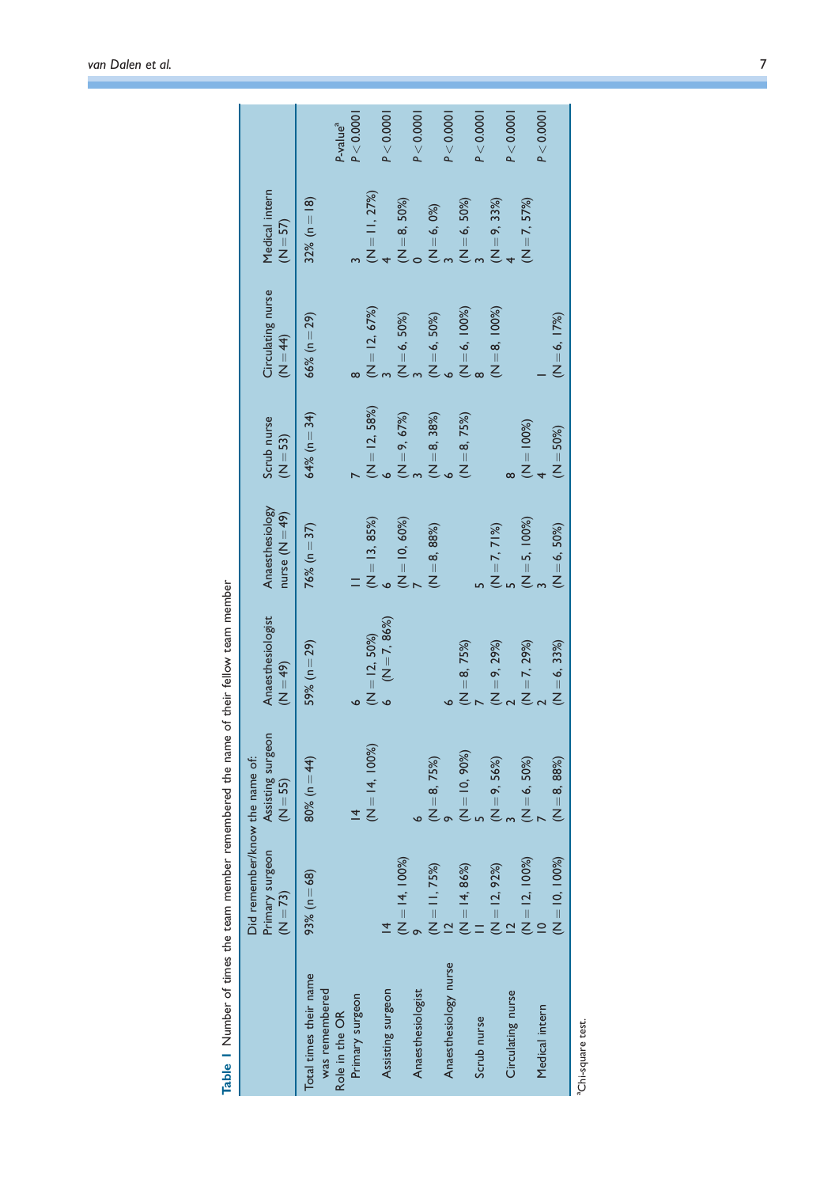**Table 1** Number of times the team member remembered the name of their fellow team member

| | Did remember/know the name of: | | | | | | | |
|---|---|---|---|---|---|---|---|---|
| | Primary surgeon (N = 73) | Assisting surgeon (N = 55) | Anaesthesiologist (N = 49) | Anaesthesiology nurse (N = 49) | Scrub nurse (N = 53) | Circulating nurse (N = 44) | Medical intern (N = 57) | |
| Total times their name was remembered | 93% (n = 68) | 80% (n = 44) | 59% (n = 29) | 76% (n = 37) | 64% (n = 34) | 66% (n = 29) | 32% (n = 18) | |
| Role in the OR | | | | | | | | *P*-value[a] |
| Primary surgeon | | 14 (N = 14, 100%) | 6 (N = 12, 50%) | 11 (N = 13, 85%) | 7 (N = 12, 58%) | 8 (N = 12, 67%) | 3 (N = 11, 27%) | *P* < 0.0001 |
| Assisting surgeon | 14 (N = 14, 100%) | | 6 (N = 7, 86%) | 6 (N = 10, 60%) | 6 (N = 9, 67%) | 3 (N = 6, 50%) | 4 (N = 8, 50%) | *P* < 0.0001 |
| Anaesthesiologist | 9 (N = 11, 75%) | 6 (N = 8, 75%) | | 7 (N = 8, 88%) | 3 (N = 8, 38%) | 3 (N = 6, 50%) | 0 (N = 6, 0%) | *P* < 0.0001 |
| Anaesthesiology nurse | 12 (N = 14, 86%) | 9 (N = 10, 90%) | 6 (N = 8, 75%) | | 6 (N = 8, 75%) | 6 (N = 6, 100%) | 3 (N = 6, 50%) | *P* < 0.0001 |
| Scrub nurse | 11 (N = 12, 92%) | 5 (N = 9, 56%) | 7 (N = 9, 29%) | 5 (N = 7, 71%) | | 8 (N = 8, 100%) | 3 (N = 9, 33%) | *P* < 0.0001 |
| Circulating nurse | 12 (N = 12, 100%) | 3 (N = 6, 50%) | 2 (N = 7, 29%) | 5 (N = 5, 100%) | 8 (N = 100%) | | 4 (N = 7, 57%) | *P* < 0.0001 |
| Medical intern | 10 (N = 10, 100%) | 7 (N = 8, 88%) | 2 (N = 6, 33%) | 3 (N = 6, 50%) | 4 (N = 50%) | 1 (N = 6, 17%) | | *P* < 0.0001 |

[a]Chi-square test.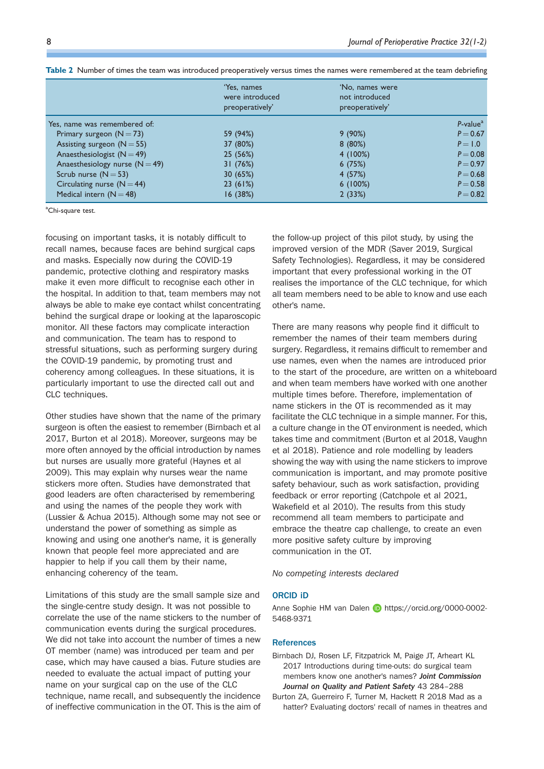**Table 2** Number of times the team was introduced preoperatively versus times the names were remembered at the team debriefing

| | 'Yes, names were introduced preoperatively' | 'No, names were not introduced preoperatively' | |
|---|---|---|---|
| Yes, name was remembered of: | | | *P*-value[a] |
| Primary surgeon (N = 73) | 59 (94%) | 9 (90%) | *P* = 0.67 |
| Assisting surgeon (N = 55) | 37 (80%) | 8 (80%) | *P* = 1.0 |
| Anaesthesiologist (N = 49) | 25 (56%) | 4 (100%) | *P* = 0.08 |
| Anaesthesiology nurse (N = 49) | 31 (76%) | 6 (75%) | *P* = 0.97 |
| Scrub nurse (N = 53) | 30 (65%) | 4 (57%) | *P* = 0.68 |
| Circulating nurse (N = 44) | 23 (61%) | 6 (100%) | *P* = 0.58 |
| Medical intern (N = 48) | 16 (38%) | 2 (33%) | *P* = 0.82 |

[a]Chi-square test.

focusing on important tasks, it is notably difficult to recall names, because faces are behind surgical caps and masks. Especially now during the COVID-19 pandemic, protective clothing and respiratory masks make it even more difficult to recognise each other in the hospital. In addition to that, team members may not always be able to make eye contact whilst concentrating behind the surgical drape or looking at the laparoscopic monitor. All these factors may complicate interaction and communication. The team has to respond to stressful situations, such as performing surgery during the COVID-19 pandemic, by promoting trust and coherency among colleagues. In these situations, it is particularly important to use the directed call out and CLC techniques.

Other studies have shown that the name of the primary surgeon is often the easiest to remember (Birnbach et al 2017, Burton et al 2018). Moreover, surgeons may be more often annoyed by the official introduction by names but nurses are usually more grateful (Haynes et al 2009). This may explain why nurses wear the name stickers more often. Studies have demonstrated that good leaders are often characterised by remembering and using the names of the people they work with (Lussier & Achua 2015). Although some may not see or understand the power of something as simple as knowing and using one another's name, it is generally known that people feel more appreciated and are happier to help if you call them by their name, enhancing coherency of the team.

Limitations of this study are the small sample size and the single-centre study design. It was not possible to correlate the use of the name stickers to the number of communication events during the surgical procedures. We did not take into account the number of times a new OT member (name) was introduced per team and per case, which may have caused a bias. Future studies are needed to evaluate the actual impact of putting your name on your surgical cap on the use of the CLC technique, name recall, and subsequently the incidence of ineffective communication in the OT. This is the aim of the follow-up project of this pilot study, by using the improved version of the MDR (Saver 2019, Surgical Safety Technologies). Regardless, it may be considered important that every professional working in the OT realises the importance of the CLC technique, for which all team members need to be able to know and use each other's name.

There are many reasons why people find it difficult to remember the names of their team members during surgery. Regardless, it remains difficult to remember and use names, even when the names are introduced prior to the start of the procedure, are written on a whiteboard and when team members have worked with one another multiple times before. Therefore, implementation of name stickers in the OT is recommended as it may facilitate the CLC technique in a simple manner. For this, a culture change in the OT environment is needed, which takes time and commitment (Burton et al 2018, Vaughn et al 2018). Patience and role modelling by leaders showing the way with using the name stickers to improve communication is important, and may promote positive safety behaviour, such as work satisfaction, providing feedback or error reporting (Catchpole et al 2021, Wakefield et al 2010). The results from this study recommend all team members to participate and embrace the theatre cap challenge, to create an even more positive safety culture by improving communication in the OT.

*No competing interests declared*

## ORCID iD

Anne Sophie HM van Dalen https://orcid.org/0000-0002-5468-9371

## References

Birnbach DJ, Rosen LF, Fitzpatrick M, Paige JT, Arheart KL 2017 Introductions during time-outs: do surgical team members know one another's names? ***Joint Commission Journal on Quality and Patient Safety*** 43 284–288

Burton ZA, Guerreiro F, Turner M, Hackett R 2018 Mad as a hatter? Evaluating doctors' recall of names in theatres and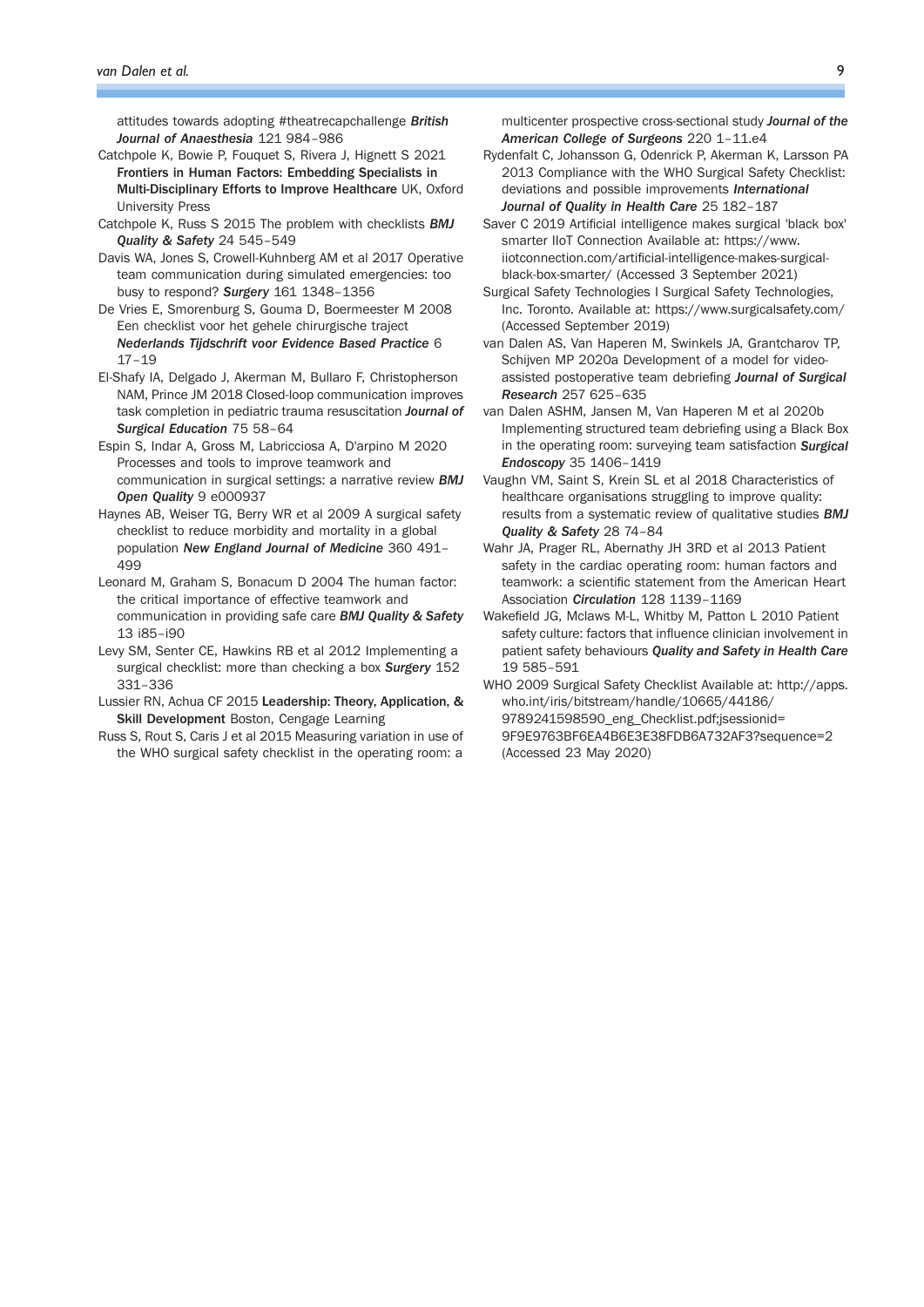attitudes towards adopting #theatrecapchallenge ***British Journal of Anaesthesia*** 121 984–986

Catchpole K, Bowie P, Fouquet S, Rivera J, Hignett S 2021 **Frontiers in Human Factors: Embedding Specialists in Multi-Disciplinary Efforts to Improve Healthcare** UK, Oxford University Press

Catchpole K, Russ S 2015 The problem with checklists ***BMJ Quality & Safety*** 24 545–549

Davis WA, Jones S, Crowell-Kuhnberg AM et al 2017 Operative team communication during simulated emergencies: too busy to respond? ***Surgery*** 161 1348–1356

De Vries E, Smorenburg S, Gouma D, Boermeester M 2008 Een checklist voor het gehele chirurgische traject ***Nederlands Tijdschrift voor Evidence Based Practice*** 6 17–19

El-Shafy IA, Delgado J, Akerman M, Bullaro F, Christopherson NAM, Prince JM 2018 Closed-loop communication improves task completion in pediatric trauma resuscitation ***Journal of Surgical Education*** 75 58–64

Espin S, Indar A, Gross M, Labricciosa A, D'arpino M 2020 Processes and tools to improve teamwork and communication in surgical settings: a narrative review ***BMJ Open Quality*** 9 e000937

Haynes AB, Weiser TG, Berry WR et al 2009 A surgical safety checklist to reduce morbidity and mortality in a global population ***New England Journal of Medicine*** 360 491–499

Leonard M, Graham S, Bonacum D 2004 The human factor: the critical importance of effective teamwork and communication in providing safe care ***BMJ Quality & Safety*** 13 i85–i90

Levy SM, Senter CE, Hawkins RB et al 2012 Implementing a surgical checklist: more than checking a box ***Surgery*** 152 331–336

Lussier RN, Achua CF 2015 **Leadership: Theory, Application, & Skill Development** Boston, Cengage Learning

Russ S, Rout S, Caris J et al 2015 Measuring variation in use of the WHO surgical safety checklist in the operating room: a multicenter prospective cross-sectional study ***Journal of the American College of Surgeons*** 220 1–11.e4

Rydenfalt C, Johansson G, Odenrick P, Akerman K, Larsson PA 2013 Compliance with the WHO Surgical Safety Checklist: deviations and possible improvements ***International Journal of Quality in Health Care*** 25 182–187

Saver C 2019 Artificial intelligence makes surgical 'black box' smarter IIoT Connection Available at: https://www.iiotconnection.com/artificial-intelligence-makes-surgical-black-box-smarter/ (Accessed 3 September 2021)

Surgical Safety Technologies I Surgical Safety Technologies, Inc. Toronto. Available at: https://www.surgicalsafety.com/ (Accessed September 2019)

van Dalen AS, Van Haperen M, Swinkels JA, Grantcharov TP, Schijven MP 2020a Development of a model for video-assisted postoperative team debriefing ***Journal of Surgical Research*** 257 625–635

van Dalen ASHM, Jansen M, Van Haperen M et al 2020b Implementing structured team debriefing using a Black Box in the operating room: surveying team satisfaction ***Surgical Endoscopy*** 35 1406–1419

Vaughn VM, Saint S, Krein SL et al 2018 Characteristics of healthcare organisations struggling to improve quality: results from a systematic review of qualitative studies ***BMJ Quality & Safety*** 28 74–84

Wahr JA, Prager RL, Abernathy JH 3RD et al 2013 Patient safety in the cardiac operating room: human factors and teamwork: a scientific statement from the American Heart Association ***Circulation*** 128 1139–1169

Wakefield JG, Mclaws M-L, Whitby M, Patton L 2010 Patient safety culture: factors that influence clinician involvement in patient safety behaviours ***Quality and Safety in Health Care*** 19 585–591

WHO 2009 Surgical Safety Checklist Available at: http://apps.who.int/iris/bitstream/handle/10665/44186/9789241598590_eng_Checklist.pdf;jsessionid=9F9E9763BF6EA4B6E3E38FDB6A732AF3?sequence=2 (Accessed 23 May 2020)